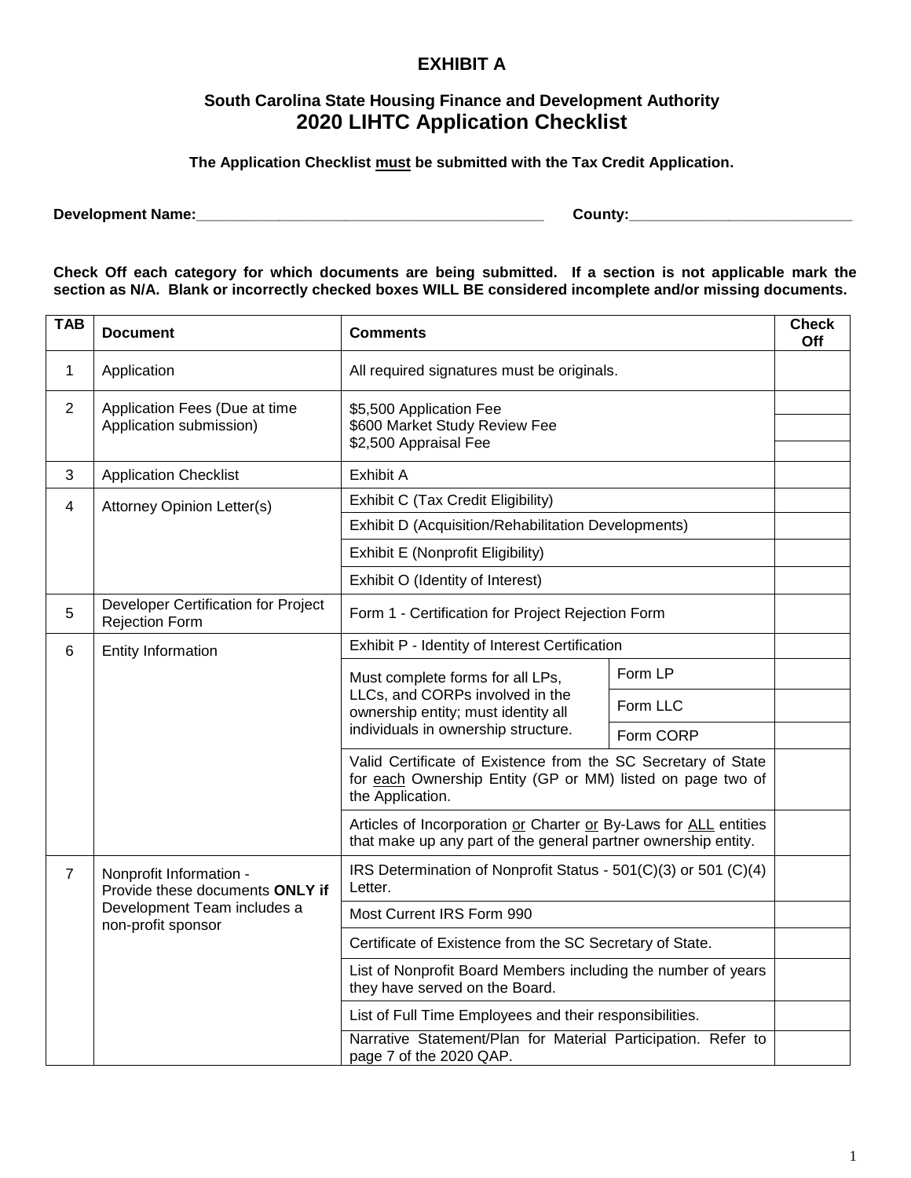# EXHIBIT A

## South Carolina State Housing Finance and Development Authority
## 2020 LIHTC Application Checklist

**The Application Checklist must be submitted with the Tax Credit Application.**

**Development Name:**_____________________________________________ **County:**_____________________________

**Check Off each category for which documents are being submitted. If a section is not applicable mark the section as N/A. Blank or incorrectly checked boxes WILL BE considered incomplete and/or missing documents.**

| TAB | Document | Comments | | Check Off |
|---|---|---|---|---|
| 1 | Application | All required signatures must be originals. | | |
| 2 | Application Fees (Due at time Application submission) | $5,500 Application Fee | | |
| | | $600 Market Study Review Fee | | |
| | | $2,500 Appraisal Fee | | |
| 3 | Application Checklist | Exhibit A | | |
| 4 | Attorney Opinion Letter(s) | Exhibit C (Tax Credit Eligibility) | | |
| | | Exhibit D (Acquisition/Rehabilitation Developments) | | |
| | | Exhibit E (Nonprofit Eligibility) | | |
| | | Exhibit O (Identity of Interest) | | |
| 5 | Developer Certification for Project Rejection Form | Form 1 - Certification for Project Rejection Form | | |
| 6 | Entity Information | Exhibit P - Identity of Interest Certification | | |
| | | Must complete forms for all LPs, LLCs, and CORPs involved in the ownership entity; must identity all individuals in ownership structure. | Form LP | |
| | | | Form LLC | |
| | | | Form CORP | |
| | | Valid Certificate of Existence from the SC Secretary of State for each Ownership Entity (GP or MM) listed on page two of the Application. | | |
| | | Articles of Incorporation or Charter or By-Laws for ALL entities that make up any part of the general partner ownership entity. | | |
| 7 | Nonprofit Information - Provide these documents **ONLY if** Development Team includes a non-profit sponsor | IRS Determination of Nonprofit Status - 501(C)(3) or 501 (C)(4) Letter. | | |
| | | Most Current IRS Form 990 | | |
| | | Certificate of Existence from the SC Secretary of State. | | |
| | | List of Nonprofit Board Members including the number of years they have served on the Board. | | |
| | | List of Full Time Employees and their responsibilities. | | |
| | | Narrative Statement/Plan for Material Participation. Refer to page 7 of the 2020 QAP. | | |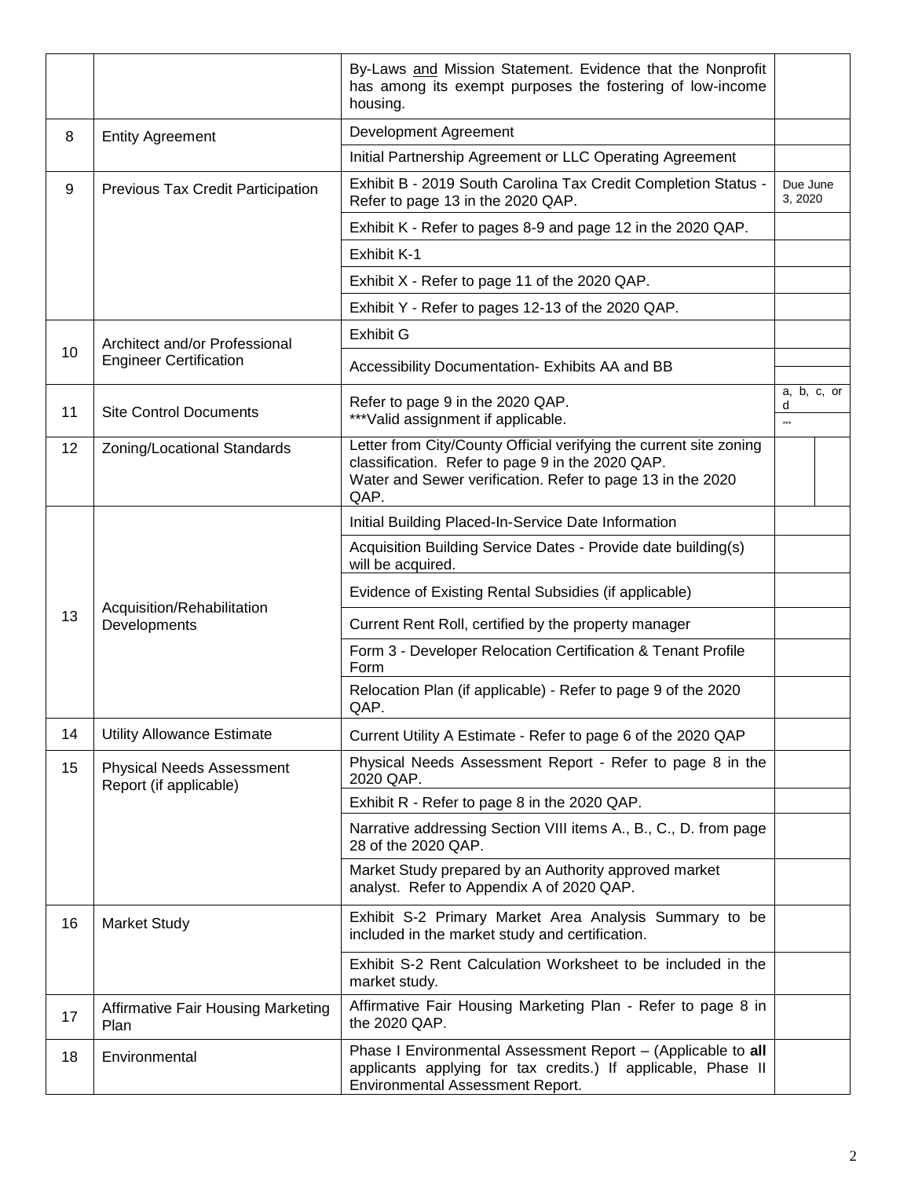| | | | |
|---|---|---|---|
| | | By-Laws and Mission Statement. Evidence that the Nonprofit has among its exempt purposes the fostering of low-income housing. | |
| 8 | Entity Agreement | Development Agreement | |
| | | Initial Partnership Agreement or LLC Operating Agreement | |
| 9 | Previous Tax Credit Participation | Exhibit B - 2019 South Carolina Tax Credit Completion Status - Refer to page 13 in the 2020 QAP. | Due June 3, 2020 |
| | | Exhibit K - Refer to pages 8-9 and page 12 in the 2020 QAP. | |
| | | Exhibit K-1 | |
| | | Exhibit X - Refer to page 11 of the 2020 QAP. | |
| | | Exhibit Y - Refer to pages 12-13 of the 2020 QAP. | |
| 10 | Architect and/or Professional Engineer Certification | Exhibit G | |
| | | Accessibility Documentation- Exhibits AA and BB | |
| 11 | Site Control Documents | Refer to page 9 in the 2020 QAP.<br>***Valid assignment if applicable. | a, b, c, or d<br>*** |
| 12 | Zoning/Locational Standards | Letter from City/County Official verifying the current site zoning classification. Refer to page 9 in the 2020 QAP.<br>Water and Sewer verification. Refer to page 13 in the 2020 QAP. | |
| 13 | Acquisition/Rehabilitation Developments | Initial Building Placed-In-Service Date Information | |
| | | Acquisition Building Service Dates - Provide date building(s) will be acquired. | |
| | | Evidence of Existing Rental Subsidies (if applicable) | |
| | | Current Rent Roll, certified by the property manager | |
| | | Form 3 - Developer Relocation Certification & Tenant Profile Form | |
| | | Relocation Plan (if applicable) - Refer to page 9 of the 2020 QAP. | |
| 14 | Utility Allowance Estimate | Current Utility A Estimate - Refer to page 6 of the 2020 QAP | |
| 15 | Physical Needs Assessment Report (if applicable) | Physical Needs Assessment Report - Refer to page 8 in the 2020 QAP. | |
| | | Exhibit R - Refer to page 8 in the 2020 QAP. | |
| | | Narrative addressing Section VIII items A., B., C., D. from page 28 of the 2020 QAP. | |
| | | Market Study prepared by an Authority approved market analyst. Refer to Appendix A of 2020 QAP. | |
| 16 | Market Study | Exhibit S-2 Primary Market Area Analysis Summary to be included in the market study and certification. | |
| | | Exhibit S-2 Rent Calculation Worksheet to be included in the market study. | |
| 17 | Affirmative Fair Housing Marketing Plan | Affirmative Fair Housing Marketing Plan - Refer to page 8 in the 2020 QAP. | |
| 18 | Environmental | Phase I Environmental Assessment Report – (Applicable to **all** applicants applying for tax credits.) If applicable, Phase II Environmental Assessment Report. | |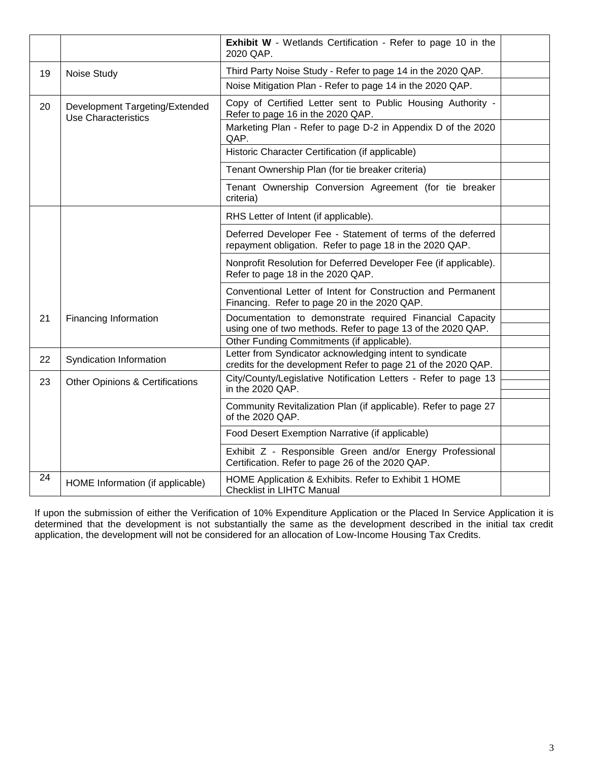| | | | |
|---|---|---|---|
| | | **Exhibit W** - Wetlands Certification - Refer to page 10 in the 2020 QAP. | |
| 19 | Noise Study | Third Party Noise Study - Refer to page 14 in the 2020 QAP. | |
| | | Noise Mitigation Plan - Refer to page 14 in the 2020 QAP. | |
| 20 | Development Targeting/Extended Use Characteristics | Copy of Certified Letter sent to Public Housing Authority - Refer to page 16 in the 2020 QAP. | |
| | | Marketing Plan - Refer to page D-2 in Appendix D of the 2020 QAP. | |
| | | Historic Character Certification (if applicable) | |
| | | Tenant Ownership Plan (for tie breaker criteria) | |
| | | Tenant Ownership Conversion Agreement (for tie breaker criteria) | |
| 21 | Financing Information | RHS Letter of Intent (if applicable). | |
| | | Deferred Developer Fee - Statement of terms of the deferred repayment obligation. Refer to page 18 in the 2020 QAP. | |
| | | Nonprofit Resolution for Deferred Developer Fee (if applicable). Refer to page 18 in the 2020 QAP. | |
| | | Conventional Letter of Intent for Construction and Permanent Financing. Refer to page 20 in the 2020 QAP. | |
| | | Documentation to demonstrate required Financial Capacity using one of two methods. Refer to page 13 of the 2020 QAP. | |
| | | Other Funding Commitments (if applicable). | |
| 22 | Syndication Information | Letter from Syndicator acknowledging intent to syndicate credits for the development Refer to page 21 of the 2020 QAP. | |
| 23 | Other Opinions & Certifications | City/County/Legislative Notification Letters - Refer to page 13 in the 2020 QAP. | |
| | | Community Revitalization Plan (if applicable). Refer to page 27 of the 2020 QAP. | |
| | | Food Desert Exemption Narrative (if applicable) | |
| | | Exhibit Z - Responsible Green and/or Energy Professional Certification. Refer to page 26 of the 2020 QAP. | |
| 24 | HOME Information (if applicable) | HOME Application & Exhibits. Refer to Exhibit 1 HOME Checklist in LIHTC Manual | |

If upon the submission of either the Verification of 10% Expenditure Application or the Placed In Service Application it is determined that the development is not substantially the same as the development described in the initial tax credit application, the development will not be considered for an allocation of Low-Income Housing Tax Credits.